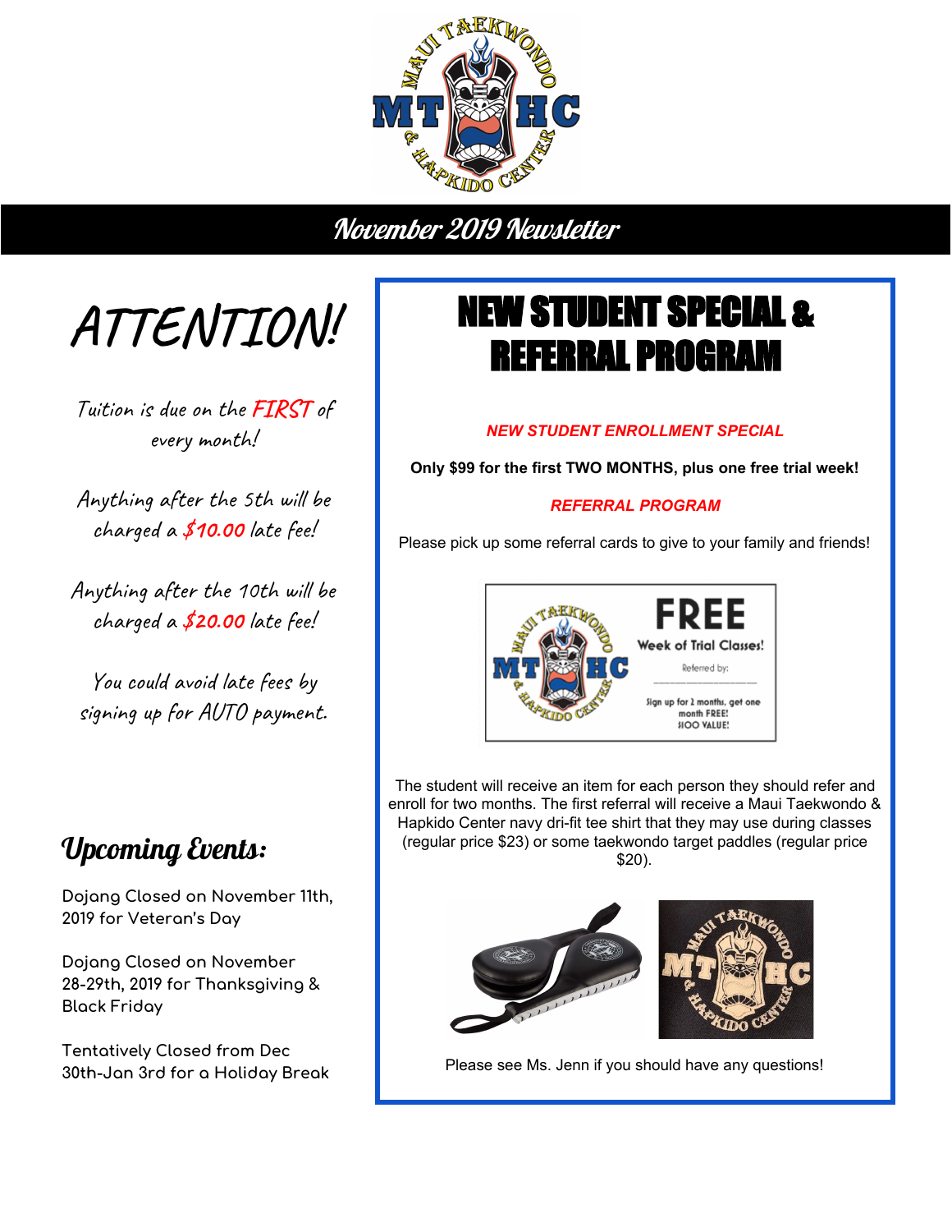# November 2019 Newsletter

## ATTENTION!

Tuition is due on the FIRST of every month!

Anything after the 5th will be charged a $10.00 late fee!

Anything after the 10th will be charged a $20.00 late fee!

You could avoid late fees by signing up for AUTO payment.

## Upcoming Events:

Dojang Closed on November 11th, 2019 for Veteran's Day

Dojang Closed on November 28-29th, 2019 for Thanksgiving & Black Friday

Tentatively Closed from Dec 30th-Jan 3rd for a Holiday Break

## NEW STUDENT SPECIAL & REFERRAL PROGRAM

***NEW STUDENT ENROLLMENT SPECIAL***

**Only $99 for the first TWO MONTHS, plus one free trial week!**

***REFERRAL PROGRAM***

Please pick up some referral cards to give to your family and friends!

FREE
Week of Trial Classes!
Referred by: ______________
Sign up for 2 months, get one month FREE!
$100 VALUE!

The student will receive an item for each person they should refer and enroll for two months. The first referral will receive a Maui Taekwondo & Hapkido Center navy dri-fit tee shirt that they may use during classes (regular price $23) or some taekwondo target paddles (regular price $20).

Please see Ms. Jenn if you should have any questions!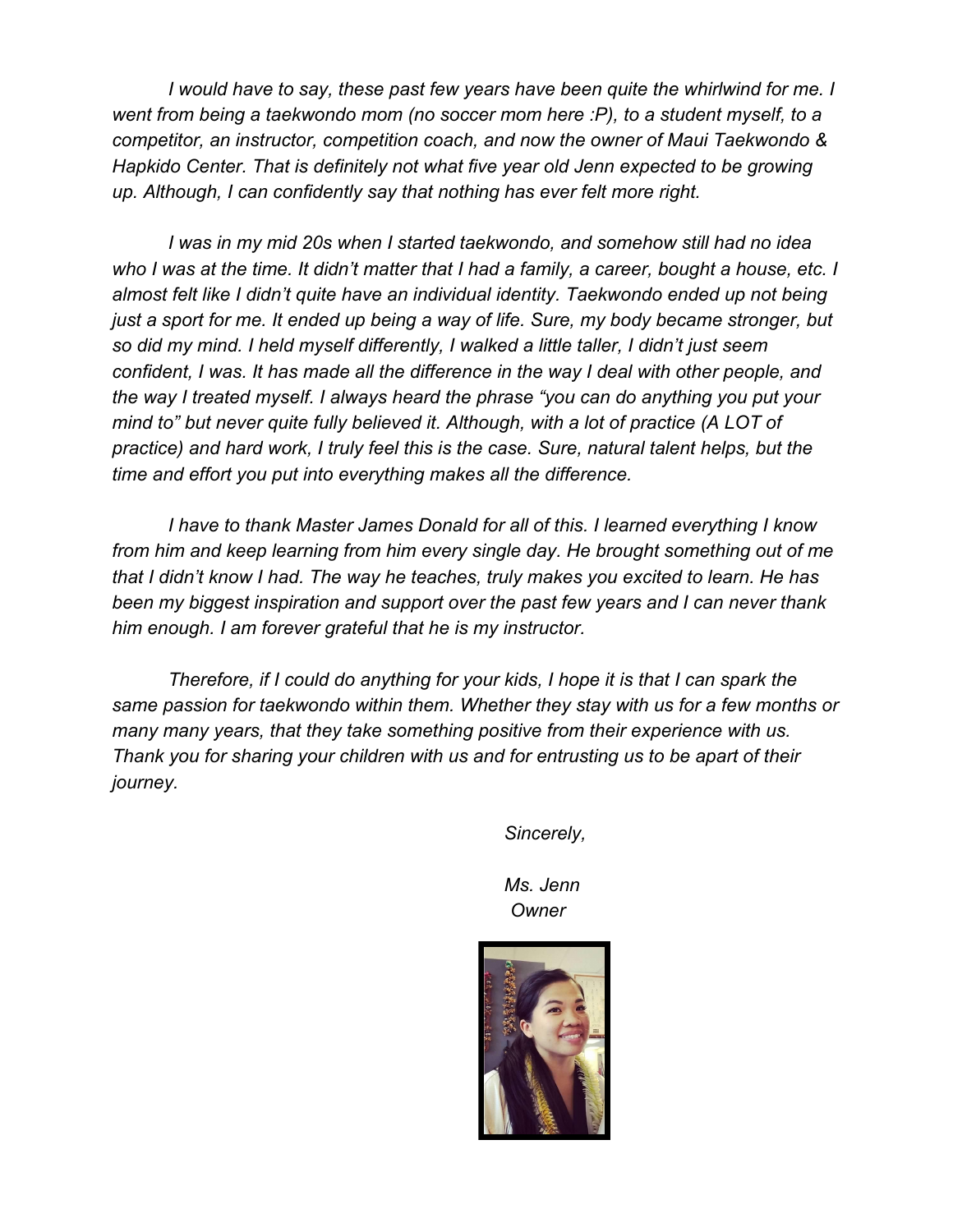*I would have to say, these past few years have been quite the whirlwind for me. I went from being a taekwondo mom (no soccer mom here :P), to a student myself, to a competitor, an instructor, competition coach, and now the owner of Maui Taekwondo & Hapkido Center. That is definitely not what five year old Jenn expected to be growing up. Although, I can confidently say that nothing has ever felt more right.*

*I was in my mid 20s when I started taekwondo, and somehow still had no idea who I was at the time. It didn't matter that I had a family, a career, bought a house, etc. I almost felt like I didn't quite have an individual identity. Taekwondo ended up not being just a sport for me. It ended up being a way of life. Sure, my body became stronger, but so did my mind. I held myself differently, I walked a little taller, I didn't just seem confident, I was. It has made all the difference in the way I deal with other people, and the way I treated myself. I always heard the phrase "you can do anything you put your mind to" but never quite fully believed it. Although, with a lot of practice (A LOT of practice) and hard work, I truly feel this is the case. Sure, natural talent helps, but the time and effort you put into everything makes all the difference.*

*I have to thank Master James Donald for all of this. I learned everything I know from him and keep learning from him every single day. He brought something out of me that I didn't know I had. The way he teaches, truly makes you excited to learn. He has been my biggest inspiration and support over the past few years and I can never thank him enough. I am forever grateful that he is my instructor.*

*Therefore, if I could do anything for your kids, I hope it is that I can spark the same passion for taekwondo within them. Whether they stay with us for a few months or many many years, that they take something positive from their experience with us. Thank you for sharing your children with us and for entrusting us to be apart of their journey.*

*Sincerely,*

*Ms. Jenn*
*Owner*